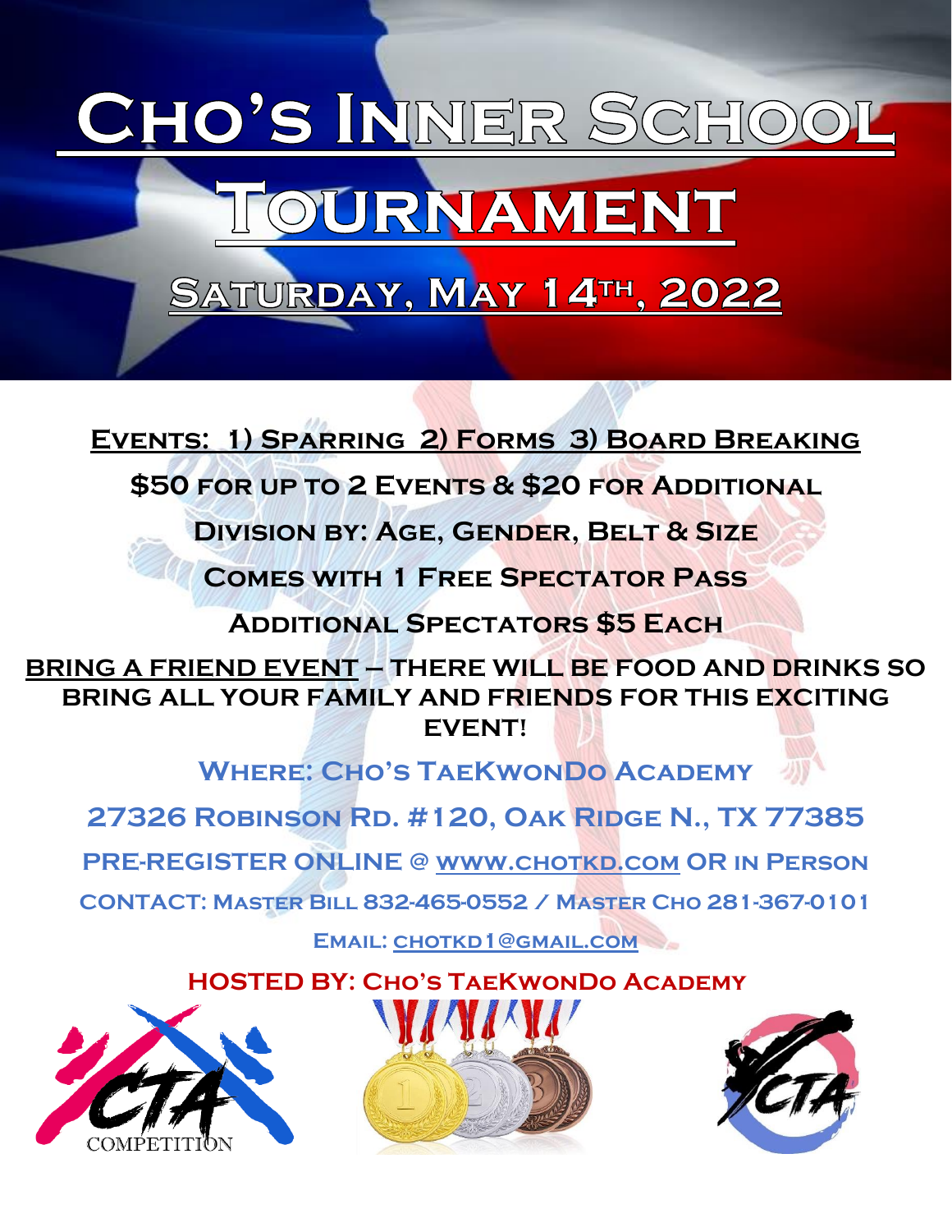# Cho's Inner School Tournament

## Saturday, May 14th, 2022

**Events: 1) Sparring 2) Forms 3) Board Breaking**

**$50 for up to 2 Events & $20 for Additional**

**Division by: Age, Gender, Belt & Size**

**Comes with 1 Free Spectator Pass**

**Additional Spectators $5 Each**

**BRING A FRIEND EVENT – THERE WILL BE FOOD AND DRINKS SO BRING ALL YOUR FAMILY AND FRIENDS FOR THIS EXCITING EVENT!**

**Where: Cho's TaeKwonDo Academy**

**27326 Robinson Rd. #120, Oak Ridge N., TX 77385**

**PRE-REGISTER ONLINE @ www.chotkd.com OR in Person**

**CONTACT: Master Bill 832-465-0552 / Master Cho 281-367-0101**

**Email: chotkd1@gmail.com**

**HOSTED BY: Cho's TaeKwonDo Academy**

CTA COMPETITION

CTA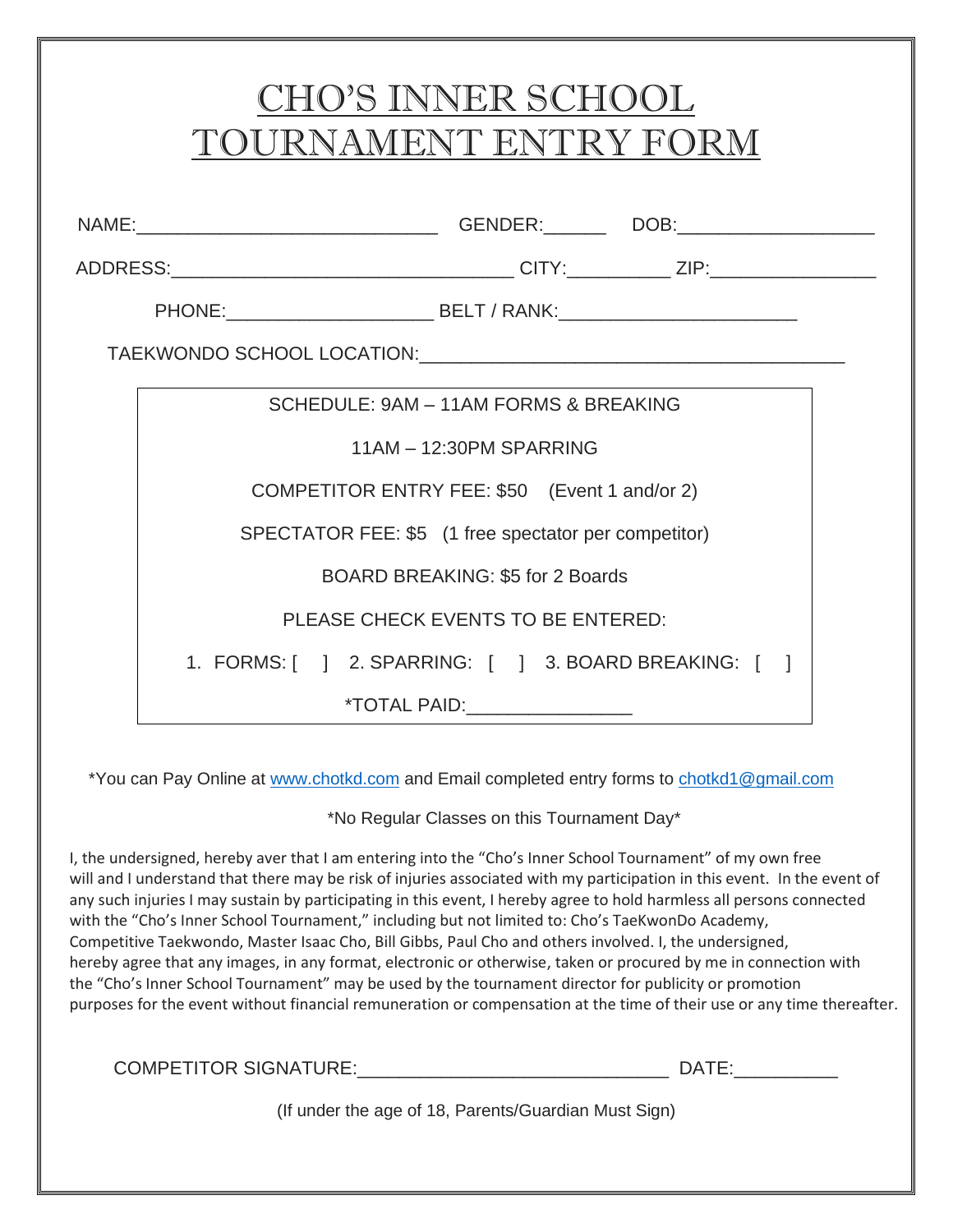# CHO'S INNER SCHOOL TOURNAMENT ENTRY FORM

NAME:____________________________ GENDER:______ DOB:__________________

ADDRESS:________________________________ CITY:_________ ZIP:_______________

PHONE:___________________ BELT / RANK:______________________

TAEKWONDO SCHOOL LOCATION:______________________________________

SCHEDULE: 9AM – 11AM FORMS & BREAKING

11AM – 12:30PM SPARRING

COMPETITOR ENTRY FEE: $50 (Event 1 and/or 2)

SPECTATOR FEE: $5 (1 free spectator per competitor)

BOARD BREAKING: $5 for 2 Boards

PLEASE CHECK EVENTS TO BE ENTERED:

1. FORMS: [ ] 2. SPARRING: [ ] 3. BOARD BREAKING: [ ]

*TOTAL PAID:_______________

*You can Pay Online at www.chotkd.com and Email completed entry forms to chotkd1@gmail.com

*No Regular Classes on this Tournament Day*

I, the undersigned, hereby aver that I am entering into the "Cho's Inner School Tournament" of my own free will and I understand that there may be risk of injuries associated with my participation in this event. In the event of any such injuries I may sustain by participating in this event, I hereby agree to hold harmless all persons connected with the "Cho's Inner School Tournament," including but not limited to: Cho's TaeKwonDo Academy, Competitive Taekwondo, Master Isaac Cho, Bill Gibbs, Paul Cho and others involved. I, the undersigned, hereby agree that any images, in any format, electronic or otherwise, taken or procured by me in connection with the "Cho's Inner School Tournament" may be used by the tournament director for publicity or promotion purposes for the event without financial remuneration or compensation at the time of their use or any time thereafter.

COMPETITOR SIGNATURE:_____________________________ DATE:__________

(If under the age of 18, Parents/Guardian Must Sign)